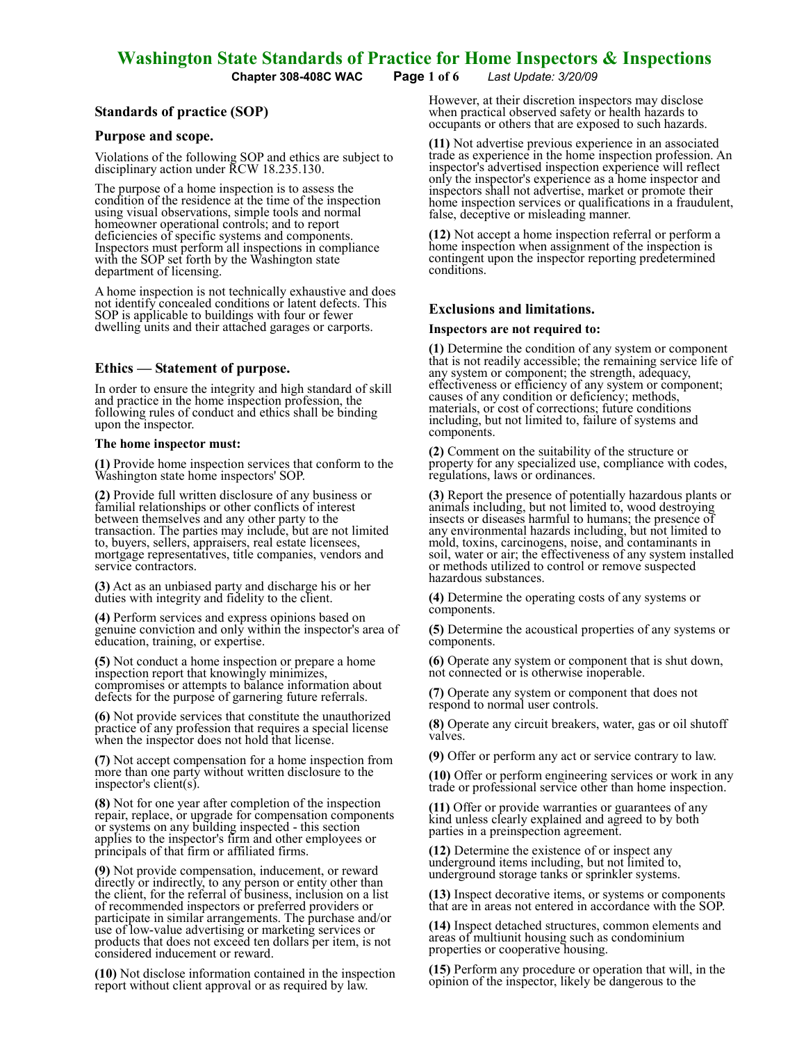# Washington State Standards of Practice for Home Inspectors & Inspections

**Chapter 308-408C WAC** *Last Update: 3/20/09*

## Standards of practice (SOP)

### Purpose and scope.

Violations of the following SOP and ethics are subject to disciplinary action under RCW 18.235.130.

The purpose of a home inspection is to assess the condition of the residence at the time of the inspection using visual observations, simple tools and normal homeowner operational controls; and to report deficiencies of specific systems and components. Inspectors must perform all inspections in compliance with the SOP set forth by the Washington state department of licensing.

A home inspection is not technically exhaustive and does not identify concealed conditions or latent defects. This SOP is applicable to buildings with four or fewer dwelling units and their attached garages or carports.

### Ethics — Statement of purpose.

In order to ensure the integrity and high standard of skill and practice in the home inspection profession, the following rules of conduct and ethics shall be binding upon the inspector.

**The home inspector must:**

**(1)** Provide home inspection services that conform to the Washington state home inspectors' SOP.

**(2)** Provide full written disclosure of any business or familial relationships or other conflicts of interest between themselves and any other party to the transaction. The parties may include, but are not limited to, buyers, sellers, appraisers, real estate licensees, mortgage representatives, title companies, vendors and service contractors.

**(3)** Act as an unbiased party and discharge his or her duties with integrity and fidelity to the client.

**(4)** Perform services and express opinions based on genuine conviction and only within the inspector's area of education, training, or expertise.

**(5)** Not conduct a home inspection or prepare a home inspection report that knowingly minimizes, compromises or attempts to balance information about defects for the purpose of garnering future referrals.

**(6)** Not provide services that constitute the unauthorized practice of any profession that requires a special license when the inspector does not hold that license.

**(7)** Not accept compensation for a home inspection from more than one party without written disclosure to the inspector's client(s).

**(8)** Not for one year after completion of the inspection repair, replace, or upgrade for compensation components or systems on any building inspected - this section applies to the inspector's firm and other employees or principals of that firm or affiliated firms.

**(9)** Not provide compensation, inducement, or reward directly or indirectly, to any person or entity other than the client, for the referral of business, inclusion on a list of recommended inspectors or preferred providers or participate in similar arrangements. The purchase and/or use of low-value advertising or marketing services or products that does not exceed ten dollars per item, is not considered inducement or reward.

**(10)** Not disclose information contained in the inspection report without client approval or as required by law. However, at their discretion inspectors may disclose when practical observed safety or health hazards to occupants or others that are exposed to such hazards.

**(11)** Not advertise previous experience in an associated trade as experience in the home inspection profession. An inspector's advertised inspection experience will reflect only the inspector's experience as a home inspector and inspectors shall not advertise, market or promote their home inspection services or qualifications in a fraudulent, false, deceptive or misleading manner.

**(12)** Not accept a home inspection referral or perform a home inspection when assignment of the inspection is contingent upon the inspector reporting predetermined conditions.

### Exclusions and limitations.

**Inspectors are not required to:**

**(1)** Determine the condition of any system or component that is not readily accessible; the remaining service life of any system or component; the strength, adequacy, effectiveness or efficiency of any system or component; causes of any condition or deficiency; methods, materials, or cost of corrections; future conditions including, but not limited to, failure of systems and components.

**(2)** Comment on the suitability of the structure or property for any specialized use, compliance with codes, regulations, laws or ordinances.

**(3)** Report the presence of potentially hazardous plants or animals including, but not limited to, wood destroying insects or diseases harmful to humans; the presence of any environmental hazards including, but not limited to, mold, toxins, carcinogens, noise, and contaminants in soil, water or air; the effectiveness of any system installed or methods utilized to control or remove suspected hazardous substances.

**(4)** Determine the operating costs of any systems or components.

**(5)** Determine the acoustical properties of any systems or components.

**(6)** Operate any system or component that is shut down, not connected or is otherwise inoperable.

**(7)** Operate any system or component that does not respond to normal user controls.

**(8)** Operate any circuit breakers, water, gas or oil shutoff valves.

**(9)** Offer or perform any act or service contrary to law.

**(10)** Offer or perform engineering services or work in any trade or professional service other than home inspection.

**(11)** Offer or provide warranties or guarantees of any kind unless clearly explained and agreed to by both parties in a preinspection agreement.

**(12)** Determine the existence of or inspect any underground items including, but not limited to, underground storage tanks or sprinkler systems.

**(13)** Inspect decorative items, or systems or components that are in areas not entered in accordance with the SOP.

**(14)** Inspect detached structures, common elements and areas of multiunit housing such as condominium properties or cooperative housing.

**(15)** Perform any procedure or operation that will, in the opinion of the inspector, likely be dangerous to the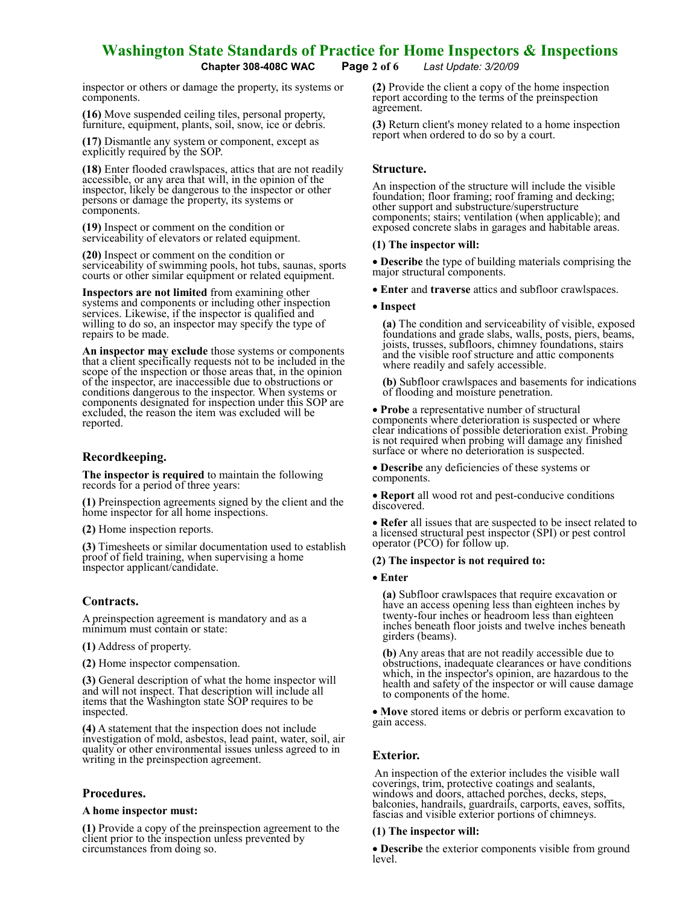inspector or others or damage the property, its systems or components.

**(16)** Move suspended ceiling tiles, personal property, furniture, equipment, plants, soil, snow, ice or debris.

**(17)** Dismantle any system or component, except as explicitly required by the SOP.

**(18)** Enter flooded crawlspaces, attics that are not readily accessible, or any area that will, in the opinion of the inspector, likely be dangerous to the inspector or other persons or damage the property, its systems or components.

**(19)** Inspect or comment on the condition or serviceability of elevators or related equipment.

**(20)** Inspect or comment on the condition or serviceability of swimming pools, hot tubs, saunas, sports courts or other similar equipment or related equipment.

**Inspectors are not limited** from examining other systems and components or including other inspection services. Likewise, if the inspector is qualified and willing to do so, an inspector may specify the type of repairs to be made.

**An inspector may exclude** those systems or components that a client specifically requests not to be included in the scope of the inspection or those areas that, in the opinion of the inspector, are inaccessible due to obstructions or conditions dangerous to the inspector. When systems or components designated for inspection under this SOP are excluded, the reason the item was excluded will be reported.

## Recordkeeping.

**The inspector is required** to maintain the following records for a period of three years:

**(1)** Preinspection agreements signed by the client and the home inspector for all home inspections.

**(2)** Home inspection reports.

**(3)** Timesheets or similar documentation used to establish proof of field training, when supervising a home inspector applicant/candidate.

## Contracts.

A preinspection agreement is mandatory and as a minimum must contain or state:

**(1)** Address of property.

**(2)** Home inspector compensation.

**(3)** General description of what the home inspector will and will not inspect. That description will include all items that the Washington state SOP requires to be inspected.

**(4)** A statement that the inspection does not include investigation of mold, asbestos, lead paint, water, soil, air quality or other environmental issues unless agreed to in writing in the preinspection agreement.

## Procedures.

**A home inspector must:**

**(1)** Provide a copy of the preinspection agreement to the client prior to the inspection unless prevented by circumstances from doing so.

**(2)** Provide the client a copy of the home inspection report according to the terms of the preinspection agreement.

**(3)** Return client's money related to a home inspection report when ordered to do so by a court.

## Structure.

An inspection of the structure will include the visible foundation; floor framing; roof framing and decking; other support and substructure/superstructure components; stairs; ventilation (when applicable); and exposed concrete slabs in garages and habitable areas.

**(1) The inspector will:**

- **Describe** the type of building materials comprising the major structural components.
- **Enter** and **traverse** attics and subfloor crawlspaces.
- **Inspect**

  **(a)** The condition and serviceability of visible, exposed foundations and grade slabs, walls, posts, piers, beams, joists, trusses, subfloors, chimney foundations, stairs and the visible roof structure and attic components where readily and safely accessible.

  **(b)** Subfloor crawlspaces and basements for indications of flooding and moisture penetration.

- **Probe** a representative number of structural components where deterioration is suspected or where clear indications of possible deterioration exist. Probing is not required when probing will damage any finished surface or where no deterioration is suspected.
- **Describe** any deficiencies of these systems or components.
- **Report** all wood rot and pest-conducive conditions discovered.
- **Refer** all issues that are suspected to be insect related to a licensed structural pest inspector (SPI) or pest control operator (PCO) for follow up.

**(2) The inspector is not required to:**

- **Enter**

  **(a)** Subfloor crawlspaces that require excavation or have an access opening less than eighteen inches by twenty-four inches or headroom less than eighteen inches beneath floor joists and twelve inches beneath girders (beams).

  **(b)** Any areas that are not readily accessible due to obstructions, inadequate clearances or have conditions which, in the inspector's opinion, are hazardous to the health and safety of the inspector or will cause damage to components of the home.

- **Move** stored items or debris or perform excavation to gain access.

## Exterior.

An inspection of the exterior includes the visible wall coverings, trim, protective coatings and sealants, windows and doors, attached porches, decks, steps, balconies, handrails, guardrails, carports, eaves, soffits, fascias and visible exterior portions of chimneys.

**(1) The inspector will:**

- **Describe** the exterior components visible from ground level.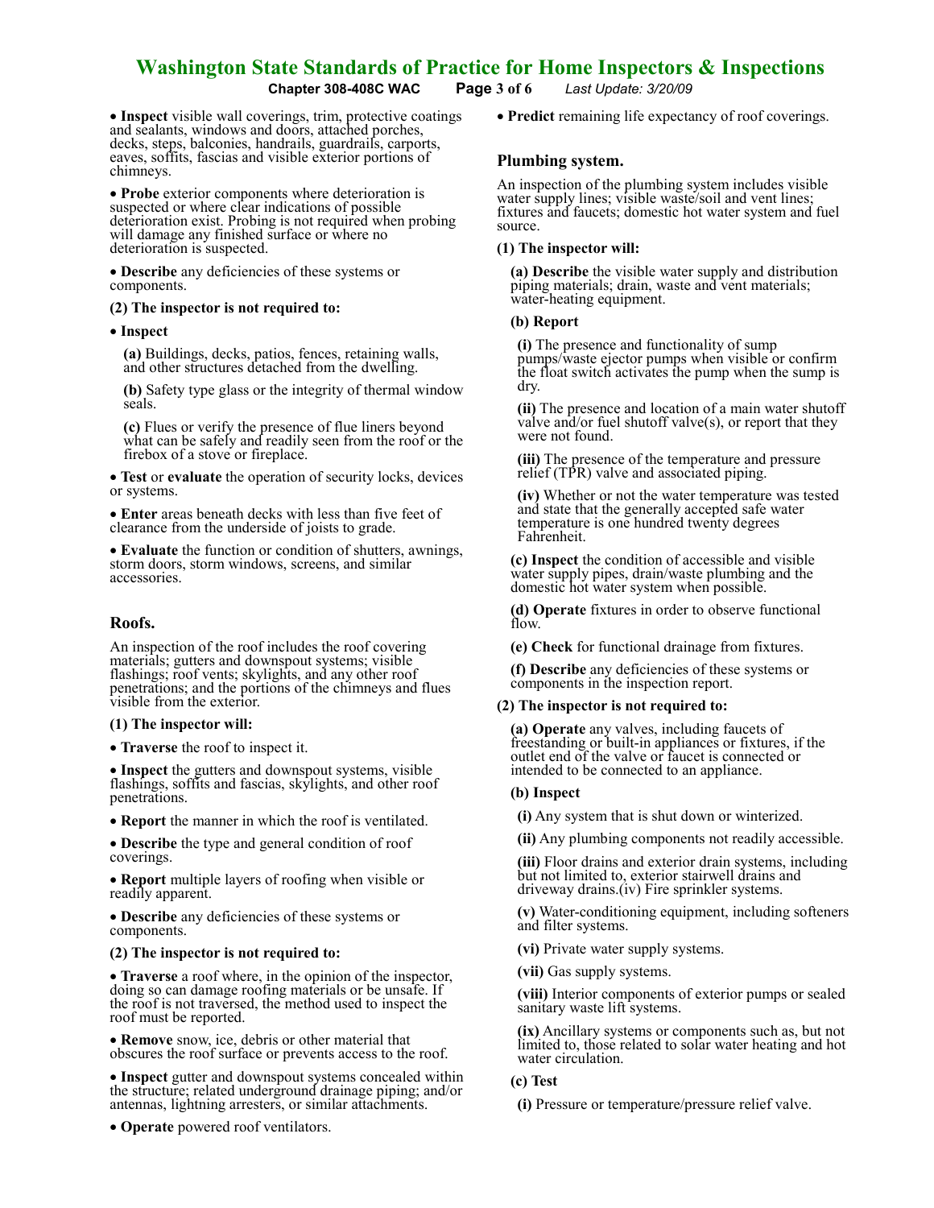- **Inspect** visible wall coverings, trim, protective coatings and sealants, windows and doors, attached porches, decks, steps, balconies, handrails, guardrails, carports, eaves, soffits, fascias and visible exterior portions of chimneys.
- **Probe** exterior components where deterioration is suspected or where clear indications of possible deterioration exist. Probing is not required when probing will damage any finished surface or where no deterioration is suspected.
- **Describe** any deficiencies of these systems or components.

**(2) The inspector is not required to:**

- **Inspect**

  **(a)** Buildings, decks, patios, fences, retaining walls, and other structures detached from the dwelling.

  **(b)** Safety type glass or the integrity of thermal window seals.

  **(c)** Flues or verify the presence of flue liners beyond what can be safely and readily seen from the roof or the firebox of a stove or fireplace.

- **Test** or **evaluate** the operation of security locks, devices or systems.
- **Enter** areas beneath decks with less than five feet of clearance from the underside of joists to grade.
- **Evaluate** the function or condition of shutters, awnings, storm doors, storm windows, screens, and similar accessories.

### Roofs.

An inspection of the roof includes the roof covering materials; gutters and downspout systems; visible flashings; roof vents; skylights, and any other roof penetrations; and the portions of the chimneys and flues visible from the exterior.

**(1) The inspector will:**

- **Traverse** the roof to inspect it.
- **Inspect** the gutters and downspout systems, visible flashings, soffits and fascias, skylights, and other roof penetrations.
- **Report** the manner in which the roof is ventilated.
- **Describe** the type and general condition of roof coverings.
- **Report** multiple layers of roofing when visible or readily apparent.
- **Describe** any deficiencies of these systems or components.

**(2) The inspector is not required to:**

- **Traverse** a roof where, in the opinion of the inspector, doing so can damage roofing materials or be unsafe. If the roof is not traversed, the method used to inspect the roof must be reported.
- **Remove** snow, ice, debris or other material that obscures the roof surface or prevents access to the roof.
- **Inspect** gutter and downspout systems concealed within the structure; related underground drainage piping; and/or antennas, lightning arresters, or similar attachments.
- **Operate** powered roof ventilators.
- **Predict** remaining life expectancy of roof coverings.

### Plumbing system.

An inspection of the plumbing system includes visible water supply lines; visible waste/soil and vent lines; fixtures and faucets; domestic hot water system and fuel source.

**(1) The inspector will:**

**(a) Describe** the visible water supply and distribution piping materials; drain, waste and vent materials; water-heating equipment.

**(b) Report**

**(i)** The presence and functionality of sump pumps/waste ejector pumps when visible or confirm the float switch activates the pump when the sump is dry.

**(ii)** The presence and location of a main water shutoff valve and/or fuel shutoff valve(s), or report that they were not found.

**(iii)** The presence of the temperature and pressure relief (TPR) valve and associated piping.

**(iv)** Whether or not the water temperature was tested and state that the generally accepted safe water temperature is one hundred twenty degrees Fahrenheit.

**(c) Inspect** the condition of accessible and visible water supply pipes, drain/waste plumbing and the domestic hot water system when possible.

**(d) Operate** fixtures in order to observe functional flow.

**(e) Check** for functional drainage from fixtures.

**(f) Describe** any deficiencies of these systems or components in the inspection report.

**(2) The inspector is not required to:**

**(a) Operate** any valves, including faucets of freestanding or built-in appliances or fixtures, if the outlet end of the valve or faucet is connected or intended to be connected to an appliance.

**(b) Inspect**

**(i)** Any system that is shut down or winterized.

**(ii)** Any plumbing components not readily accessible.

**(iii)** Floor drains and exterior drain systems, including but not limited to, exterior stairwell drains and driveway drains.(iv) Fire sprinkler systems.

**(v)** Water-conditioning equipment, including softeners and filter systems.

**(vi)** Private water supply systems.

**(vii)** Gas supply systems.

**(viii)** Interior components of exterior pumps or sealed sanitary waste lift systems.

**(ix)** Ancillary systems or components such as, but not limited to, those related to solar water heating and hot water circulation.

**(c) Test**

**(i)** Pressure or temperature/pressure relief valve.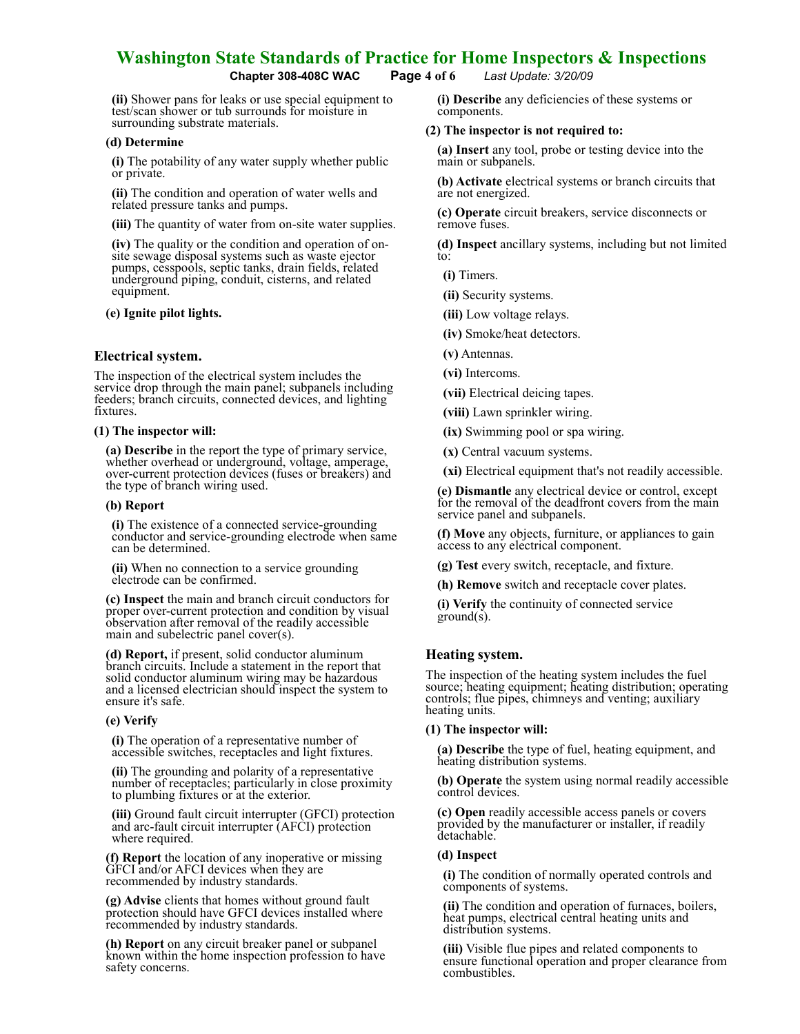(ii) Shower pans for leaks or use special equipment to test/scan shower or tub surrounds for moisture in surrounding substrate materials.

**(d) Determine**

**(i)** The potability of any water supply whether public or private.

**(ii)** The condition and operation of water wells and related pressure tanks and pumps.

**(iii)** The quantity of water from on-site water supplies.

**(iv)** The quality or the condition and operation of on-site sewage disposal systems such as waste ejector pumps, cesspools, septic tanks, drain fields, related underground piping, conduit, cisterns, and related equipment.

**(e) Ignite pilot lights.**

## Electrical system.

The inspection of the electrical system includes the service drop through the main panel; subpanels including feeders; branch circuits, connected devices, and lighting fixtures.

**(1) The inspector will:**

**(a) Describe** in the report the type of primary service, whether overhead or underground, voltage, amperage, over-current protection devices (fuses or breakers) and the type of branch wiring used.

**(b) Report**

**(i)** The existence of a connected service-grounding conductor and service-grounding electrode when same can be determined.

**(ii)** When no connection to a service grounding electrode can be confirmed.

**(c) Inspect** the main and branch circuit conductors for proper over-current protection and condition by visual observation after removal of the readily accessible main and subelectric panel cover(s).

**(d) Report,** if present, solid conductor aluminum branch circuits. Include a statement in the report that solid conductor aluminum wiring may be hazardous and a licensed electrician should inspect the system to ensure it's safe.

**(e) Verify**

**(i)** The operation of a representative number of accessible switches, receptacles and light fixtures.

**(ii)** The grounding and polarity of a representative number of receptacles; particularly in close proximity to plumbing fixtures or at the exterior.

**(iii)** Ground fault circuit interrupter (GFCI) protection and arc-fault circuit interrupter (AFCI) protection where required.

**(f) Report** the location of any inoperative or missing GFCI and/or AFCI devices when they are recommended by industry standards.

**(g) Advise** clients that homes without ground fault protection should have GFCI devices installed where recommended by industry standards.

**(h) Report** on any circuit breaker panel or subpanel known within the home inspection profession to have safety concerns.

**(i) Describe** any deficiencies of these systems or components.

**(2) The inspector is not required to:**

**(a) Insert** any tool, probe or testing device into the main or subpanels.

**(b) Activate** electrical systems or branch circuits that are not energized.

**(c) Operate** circuit breakers, service disconnects or remove fuses.

**(d) Inspect** ancillary systems, including but not limited to:

**(i)** Timers.

**(ii)** Security systems.

**(iii)** Low voltage relays.

**(iv)** Smoke/heat detectors.

**(v)** Antennas.

**(vi)** Intercoms.

**(vii)** Electrical deicing tapes.

**(viii)** Lawn sprinkler wiring.

**(ix)** Swimming pool or spa wiring.

**(x)** Central vacuum systems.

**(xi)** Electrical equipment that's not readily accessible.

**(e) Dismantle** any electrical device or control, except for the removal of the deadfront covers from the main service panel and subpanels.

**(f) Move** any objects, furniture, or appliances to gain access to any electrical component.

**(g) Test** every switch, receptacle, and fixture.

**(h) Remove** switch and receptacle cover plates.

**(i) Verify** the continuity of connected service ground(s).

## Heating system.

The inspection of the heating system includes the fuel source; heating equipment; heating distribution; operating controls; flue pipes, chimneys and venting; auxiliary heating units.

**(1) The inspector will:**

**(a) Describe** the type of fuel, heating equipment, and heating distribution systems.

**(b) Operate** the system using normal readily accessible control devices.

**(c) Open** readily accessible access panels or covers provided by the manufacturer or installer, if readily detachable.

**(d) Inspect**

**(i)** The condition of normally operated controls and components of systems.

**(ii)** The condition and operation of furnaces, boilers, heat pumps, electrical central heating units and distribution systems.

**(iii)** Visible flue pipes and related components to ensure functional operation and proper clearance from combustibles.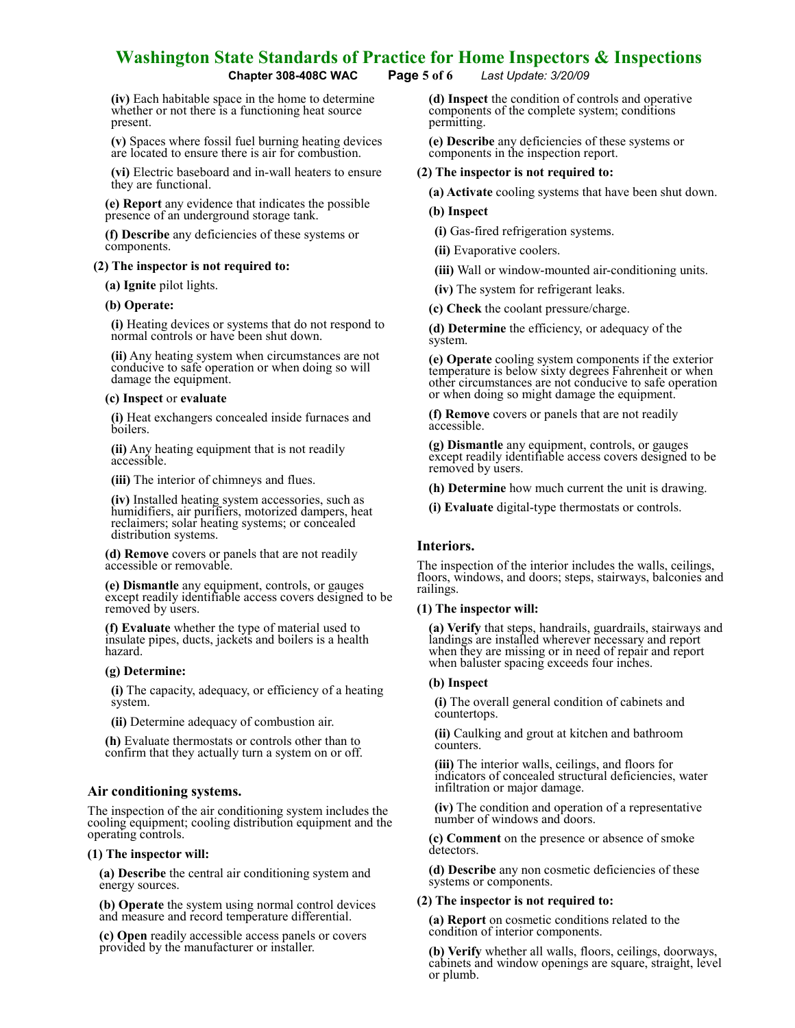(iv) Each habitable space in the home to determine whether or not there is a functioning heat source present.

(v) Spaces where fossil fuel burning heating devices are located to ensure there is air for combustion.

(vi) Electric baseboard and in-wall heaters to ensure they are functional.

**(e) Report** any evidence that indicates the possible presence of an underground storage tank.

**(f) Describe** any deficiencies of these systems or components.

**(2) The inspector is not required to:**

**(a) Ignite** pilot lights.

**(b) Operate:**

**(i)** Heating devices or systems that do not respond to normal controls or have been shut down.

**(ii)** Any heating system when circumstances are not conducive to safe operation or when doing so will damage the equipment.

**(c) Inspect** or **evaluate**

**(i)** Heat exchangers concealed inside furnaces and boilers.

**(ii)** Any heating equipment that is not readily accessible.

**(iii)** The interior of chimneys and flues.

**(iv)** Installed heating system accessories, such as humidifiers, air purifiers, motorized dampers, heat reclaimers; solar heating systems; or concealed distribution systems.

**(d) Remove** covers or panels that are not readily accessible or removable.

**(e) Dismantle** any equipment, controls, or gauges except readily identifiable access covers designed to be removed by users.

**(f) Evaluate** whether the type of material used to insulate pipes, ducts, jackets and boilers is a health hazard.

**(g) Determine:**

**(i)** The capacity, adequacy, or efficiency of a heating system.

**(ii)** Determine adequacy of combustion air.

**(h)** Evaluate thermostats or controls other than to confirm that they actually turn a system on or off.

## Air conditioning systems.

The inspection of the air conditioning system includes the cooling equipment; cooling distribution equipment and the operating controls.

**(1) The inspector will:**

**(a) Describe** the central air conditioning system and energy sources.

**(b) Operate** the system using normal control devices and measure and record temperature differential.

**(c) Open** readily accessible access panels or covers provided by the manufacturer or installer.

**(d) Inspect** the condition of controls and operative components of the complete system; conditions permitting.

**(e) Describe** any deficiencies of these systems or components in the inspection report.

**(2) The inspector is not required to:**

**(a) Activate** cooling systems that have been shut down.

**(b) Inspect**

**(i)** Gas-fired refrigeration systems.

**(ii)** Evaporative coolers.

**(iii)** Wall or window-mounted air-conditioning units.

**(iv)** The system for refrigerant leaks.

**(c) Check** the coolant pressure/charge.

**(d) Determine** the efficiency, or adequacy of the system.

**(e) Operate** cooling system components if the exterior temperature is below sixty degrees Fahrenheit or when other circumstances are not conducive to safe operation or when doing so might damage the equipment.

**(f) Remove** covers or panels that are not readily accessible.

**(g) Dismantle** any equipment, controls, or gauges except readily identifiable access covers designed to be removed by users.

**(h) Determine** how much current the unit is drawing.

**(i) Evaluate** digital-type thermostats or controls.

## Interiors.

The inspection of the interior includes the walls, ceilings, floors, windows, and doors; steps, stairways, balconies and railings.

**(1) The inspector will:**

**(a) Verify** that steps, handrails, guardrails, stairways and landings are installed wherever necessary and report when they are missing or in need of repair and report when baluster spacing exceeds four inches.

**(b) Inspect**

**(i)** The overall general condition of cabinets and countertops.

**(ii)** Caulking and grout at kitchen and bathroom counters.

**(iii)** The interior walls, ceilings, and floors for indicators of concealed structural deficiencies, water infiltration or major damage.

**(iv)** The condition and operation of a representative number of windows and doors.

**(c) Comment** on the presence or absence of smoke detectors.

**(d) Describe** any non cosmetic deficiencies of these systems or components.

**(2) The inspector is not required to:**

**(a) Report** on cosmetic conditions related to the condition of interior components.

**(b) Verify** whether all walls, floors, ceilings, doorways, cabinets and window openings are square, straight, level or plumb.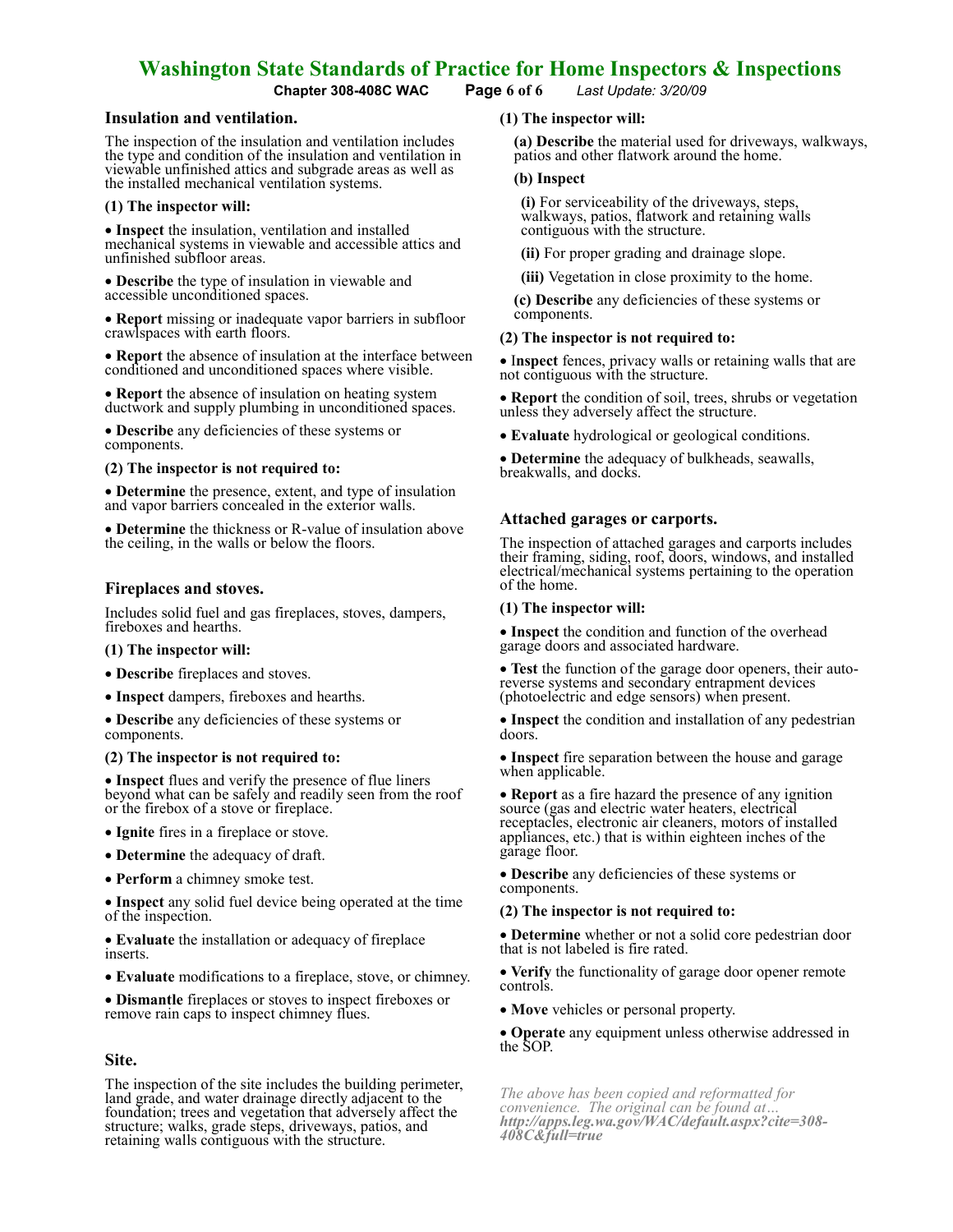## Insulation and ventilation.

The inspection of the insulation and ventilation includes the type and condition of the insulation and ventilation in viewable unfinished attics and subgrade areas as well as the installed mechanical ventilation systems.

**(1) The inspector will:**

- **Inspect** the insulation, ventilation and installed mechanical systems in viewable and accessible attics and unfinished subfloor areas.
- **Describe** the type of insulation in viewable and accessible unconditioned spaces.
- **Report** missing or inadequate vapor barriers in subfloor crawlspaces with earth floors.
- **Report** the absence of insulation at the interface between conditioned and unconditioned spaces where visible.
- **Report** the absence of insulation on heating system ductwork and supply plumbing in unconditioned spaces.
- **Describe** any deficiencies of these systems or components.

**(2) The inspector is not required to:**

- **Determine** the presence, extent, and type of insulation and vapor barriers concealed in the exterior walls.
- **Determine** the thickness or R-value of insulation above the ceiling, in the walls or below the floors.

## Fireplaces and stoves.

Includes solid fuel and gas fireplaces, stoves, dampers, fireboxes and hearths.

**(1) The inspector will:**

- **Describe** fireplaces and stoves.
- **Inspect** dampers, fireboxes and hearths.
- **Describe** any deficiencies of these systems or components.

**(2) The inspector is not required to:**

- **Inspect** flues and verify the presence of flue liners beyond what can be safely and readily seen from the roof or the firebox of a stove or fireplace.
- **Ignite** fires in a fireplace or stove.
- **Determine** the adequacy of draft.
- **Perform** a chimney smoke test.
- **Inspect** any solid fuel device being operated at the time of the inspection.
- **Evaluate** the installation or adequacy of fireplace inserts.
- **Evaluate** modifications to a fireplace, stove, or chimney.
- **Dismantle** fireplaces or stoves to inspect fireboxes or remove rain caps to inspect chimney flues.

## Site.

The inspection of the site includes the building perimeter, land grade, and water drainage directly adjacent to the foundation; trees and vegetation that adversely affect the structure; walks, grade steps, driveways, patios, and retaining walls contiguous with the structure.

**(1) The inspector will:**

**(a) Describe** the material used for driveways, walkways, patios and other flatwork around the home.

**(b) Inspect**

**(i)** For serviceability of the driveways, steps, walkways, patios, flatwork and retaining walls contiguous with the structure.

**(ii)** For proper grading and drainage slope.

**(iii)** Vegetation in close proximity to the home.

**(c) Describe** any deficiencies of these systems or components.

**(2) The inspector is not required to:**

- **Inspect** fences, privacy walls or retaining walls that are not contiguous with the structure.
- **Report** the condition of soil, trees, shrubs or vegetation unless they adversely affect the structure.
- **Evaluate** hydrological or geological conditions.
- **Determine** the adequacy of bulkheads, seawalls, breakwalls, and docks.

## Attached garages or carports.

The inspection of attached garages and carports includes their framing, siding, roof, doors, windows, and installed electrical/mechanical systems pertaining to the operation of the home.

**(1) The inspector will:**

- **Inspect** the condition and function of the overhead garage doors and associated hardware.
- **Test** the function of the garage door openers, their auto-reverse systems and secondary entrapment devices (photoelectric and edge sensors) when present.
- **Inspect** the condition and installation of any pedestrian doors.
- **Inspect** fire separation between the house and garage when applicable.
- **Report** as a fire hazard the presence of any ignition source (gas and electric water heaters, electrical receptacles, electronic air cleaners, motors of installed appliances, etc.) that is within eighteen inches of the garage floor.
- **Describe** any deficiencies of these systems or components.

**(2) The inspector is not required to:**

- **Determine** whether or not a solid core pedestrian door that is not labeled is fire rated.
- **Verify** the functionality of garage door opener remote controls.
- **Move** vehicles or personal property.
- **Operate** any equipment unless otherwise addressed in the SOP.

*The above has been copied and reformatted for convenience. The original can be found at… **http://apps.leg.wa.gov/WAC/default.aspx?cite=308-408C&full=true***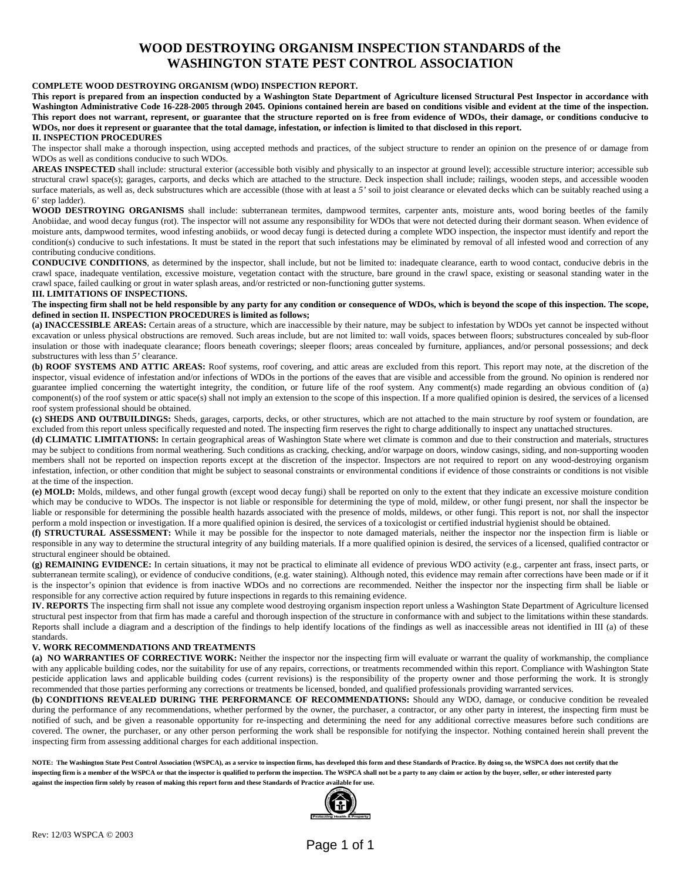# WOOD DESTROYING ORGANISM INSPECTION STANDARDS of the WASHINGTON STATE PEST CONTROL ASSOCIATION

**COMPLETE WOOD DESTROYING ORGANISM (WDO) INSPECTION REPORT.**

**This report is prepared from an inspection conducted by a Washington State Department of Agriculture licensed Structural Pest Inspector in accordance with Washington Administrative Code 16-228-2005 through 2045. Opinions contained herein are based on conditions visible and evident at the time of the inspection. This report does not warrant, represent, or guarantee that the structure reported on is free from evidence of WDOs, their damage, or conditions conducive to WDOs, nor does it represent or guarantee that the total damage, infestation, or infection is limited to that disclosed in this report.**

**II. INSPECTION PROCEDURES**

The inspector shall make a thorough inspection, using accepted methods and practices, of the subject structure to render an opinion on the presence of or damage from WDOs as well as conditions conducive to such WDOs.

**AREAS INSPECTED** shall include: structural exterior (accessible both visibly and physically to an inspector at ground level); accessible structure interior; accessible sub structural crawl space(s); garages, carports, and decks which are attached to the structure. Deck inspection shall include; railings, wooden steps, and accessible wooden surface materials, as well as, deck substructures which are accessible (those with at least a *5'* soil to joist clearance or elevated decks which can be suitably reached using a 6' step ladder).

**WOOD DESTROYING ORGANISMS** shall include: subterranean termites, dampwood termites, carpenter ants, moisture ants, wood boring beetles of the family Anobiidae, and wood decay fungus (rot). The inspector will not assume any responsibility for WDOs that were not detected during their dormant season. When evidence of moisture ants, dampwood termites, wood infesting anobiids, or wood decay fungi is detected during a complete WDO inspection, the inspector must identify and report the condition(s) conducive to such infestations. It must be stated in the report that such infestations may be eliminated by removal of all infested wood and correction of any contributing conducive conditions.

**CONDUCIVE CONDITIONS**, as determined by the inspector, shall include, but not be limited to: inadequate clearance, earth to wood contact, conducive debris in the crawl space, inadequate ventilation, excessive moisture, vegetation contact with the structure, bare ground in the crawl space, existing or seasonal standing water in the crawl space, failed caulking or grout in water splash areas, and/or restricted or non-functioning gutter systems.

**III. LIMITATIONS OF INSPECTIONS.**

**The inspecting firm shall not be held responsible by any party for any condition or consequence of WDOs, which is beyond the scope of this inspection. The scope, defined in section II. INSPECTION PROCEDURES is limited as follows;**

**(a) INACCESSIBLE AREAS:** Certain areas of a structure, which are inaccessible by their nature, may be subject to infestation by WDOs yet cannot be inspected without excavation or unless physical obstructions are removed. Such areas include, but are not limited to: wall voids, spaces between floors; substructures concealed by sub-floor insulation or those with inadequate clearance; floors beneath coverings; sleeper floors; areas concealed by furniture, appliances, and/or personal possessions; and deck substructures with less than *5'* clearance.

**(b) ROOF SYSTEMS AND ATTIC AREAS:** Roof systems, roof covering, and attic areas are excluded from this report. This report may note, at the discretion of the inspector, visual evidence of infestation and/or infections of WDOs in the portions of the eaves that are visible and accessible from the ground. No opinion is rendered nor guarantee implied concerning the watertight integrity, the condition, or future life of the roof system. Any comment(s) made regarding an obvious condition of (a) component(s) of the roof system or attic space(s) shall not imply an extension to the scope of this inspection. If a more qualified opinion is desired, the services of a licensed roof system professional should be obtained.

**(c) SHEDS AND OUTBUILDINGS:** Sheds, garages, carports, decks, or other structures, which are not attached to the main structure by roof system or foundation, are excluded from this report unless specifically requested and noted. The inspecting firm reserves the right to charge additionally to inspect any unattached structures.

**(d) CLIMATIC LIMITATIONS:** In certain geographical areas of Washington State where wet climate is common and due to their construction and materials, structures may be subject to conditions from normal weathering. Such conditions as cracking, checking, and/or warpage on doors, window casings, siding, and non-supporting wooden members shall not be reported on inspection reports except at the discretion of the inspector. Inspectors are not required to report on any wood-destroying organism infestation, infection, or other condition that might be subject to seasonal constraints or environmental conditions if evidence of those constraints or conditions is not visible at the time of the inspection.

**(e) MOLD:** Molds, mildews, and other fungal growth (except wood decay fungi) shall be reported on only to the extent that they indicate an excessive moisture condition which may be conducive to WDOs. The inspector is not liable or responsible for determining the type of mold, mildew, or other fungi present, nor shall the inspector be liable or responsible for determining the possible health hazards associated with the presence of molds, mildews, or other fungi. This report is not, nor shall the inspector perform a mold inspection or investigation. If a more qualified opinion is desired, the services of a toxicologist or certified industrial hygienist should be obtained.

**(f) STRUCTURAL ASSESSMENT:** While it may be possible for the inspector to note damaged materials, neither the inspector nor the inspection firm is liable or responsible in any way to determine the structural integrity of any building materials. If a more qualified opinion is desired, the services of a licensed, qualified contractor or structural engineer should be obtained.

**(g) REMAINING EVIDENCE:** In certain situations, it may not be practical to eliminate all evidence of previous WDO activity (e.g., carpenter ant frass, insect parts, or subterranean termite scaling), or evidence of conducive conditions, (e.g. water staining). Although noted, this evidence may remain after corrections have been made or if it is the inspector's opinion that evidence is from inactive WDOs and no corrections are recommended. Neither the inspector nor the inspecting firm shall be liable or responsible for any corrective action required by future inspections in regards to this remaining evidence.

**IV. REPORTS** The inspecting firm shall not issue any complete wood destroying organism inspection report unless a Washington State Department of Agriculture licensed structural pest inspector from that firm has made a careful and thorough inspection of the structure in conformance with and subject to the limitations within these standards. Reports shall include a diagram and a description of the findings to help identify locations of the findings as well as inaccessible areas not identified in III (a) of these standards.

**V. WORK RECOMMENDATIONS AND TREATMENTS**

**(a) NO WARRANTIES OF CORRECTIVE WORK:** Neither the inspector nor the inspecting firm will evaluate or warrant the quality of workmanship, the compliance with any applicable building codes, nor the suitability for use of any repairs, corrections, or treatments recommended within this report. Compliance with Washington State pesticide application laws and applicable building codes (current revisions) is the responsibility of the property owner and those performing the work. It is strongly recommended that those parties performing any corrections or treatments be licensed, bonded, and qualified professionals providing warranted services.

**(b) CONDITIONS REVEALED DURING THE PERFORMANCE OF RECOMMENDATIONS:** Should any WDO, damage, or conducive condition be revealed during the performance of any recommendations, whether performed by the owner, the purchaser, a contractor, or any other party in interest, the inspecting firm must be notified of such, and be given a reasonable opportunity for re-inspecting and determining the need for any additional corrective measures before such conditions are covered. The owner, the purchaser, or any other person performing the work shall be responsible for notifying the inspector. Nothing contained herein shall prevent the inspecting firm from assessing additional charges for each additional inspection.

**NOTE: The Washington State Pest Control Association (WSPCA), as a service to inspection firms, has developed this form and these Standards of Practice. By doing so, the WSPCA does not certify that the inspecting firm is a member of the WSPCA or that the inspector is qualified to perform the inspection. The WSPCA shall not be a party to any claim or action by the buyer, seller, or other interested party against the inspection firm solely by reason of making this report form and these Standards of Practice available for use.**

Protecting Health & Property

Rev: 12/03 WSPCA © 2003